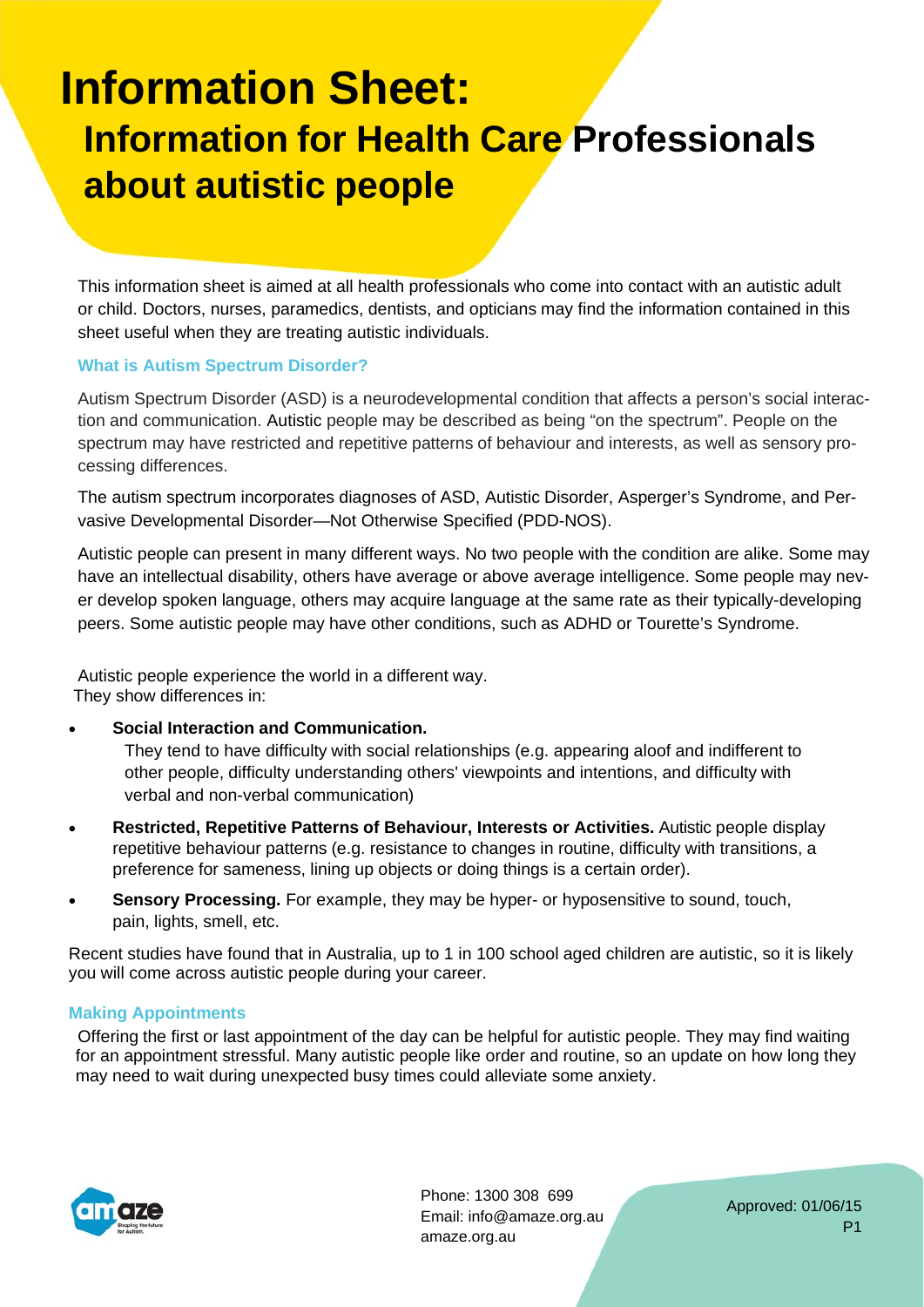# Information Sheet:

## Information for Health Care Professionals about autistic people

This information sheet is aimed at all health professionals who come into contact with an autistic adult or child. Doctors, nurses, paramedics, dentists, and opticians may find the information contained in this sheet useful when they are treating autistic individuals.

### What is Autism Spectrum Disorder?

Autism Spectrum Disorder (ASD) is a neurodevelopmental condition that affects a person's social interaction and communication. Autistic people may be described as being "on the spectrum". People on the spectrum may have restricted and repetitive patterns of behaviour and interests, as well as sensory processing differences.

The autism spectrum incorporates diagnoses of ASD, Autistic Disorder, Asperger's Syndrome, and Pervasive Developmental Disorder—Not Otherwise Specified (PDD-NOS).

Autistic people can present in many different ways. No two people with the condition are alike. Some may have an intellectual disability, others have average or above average intelligence. Some people may never develop spoken language, others may acquire language at the same rate as their typically-developing peers. Some autistic people may have other conditions, such as ADHD or Tourette's Syndrome.

Autistic people experience the world in a different way.
They show differences in:

- **Social Interaction and Communication.**
  They tend to have difficulty with social relationships (e.g. appearing aloof and indifferent to other people, difficulty understanding others' viewpoints and intentions, and difficulty with verbal and non-verbal communication)
- **Restricted, Repetitive Patterns of Behaviour, Interests or Activities.** Autistic people display repetitive behaviour patterns (e.g. resistance to changes in routine, difficulty with transitions, a preference for sameness, lining up objects or doing things is a certain order).
- **Sensory Processing.** For example, they may be hyper- or hyposensitive to sound, touch, pain, lights, smell, etc.

Recent studies have found that in Australia, up to 1 in 100 school aged children are autistic, so it is likely you will come across autistic people during your career.

### Making Appointments

Offering the first or last appointment of the day can be helpful for autistic people. They may find waiting for an appointment stressful. Many autistic people like order and routine, so an update on how long they may need to wait during unexpected busy times could alleviate some anxiety.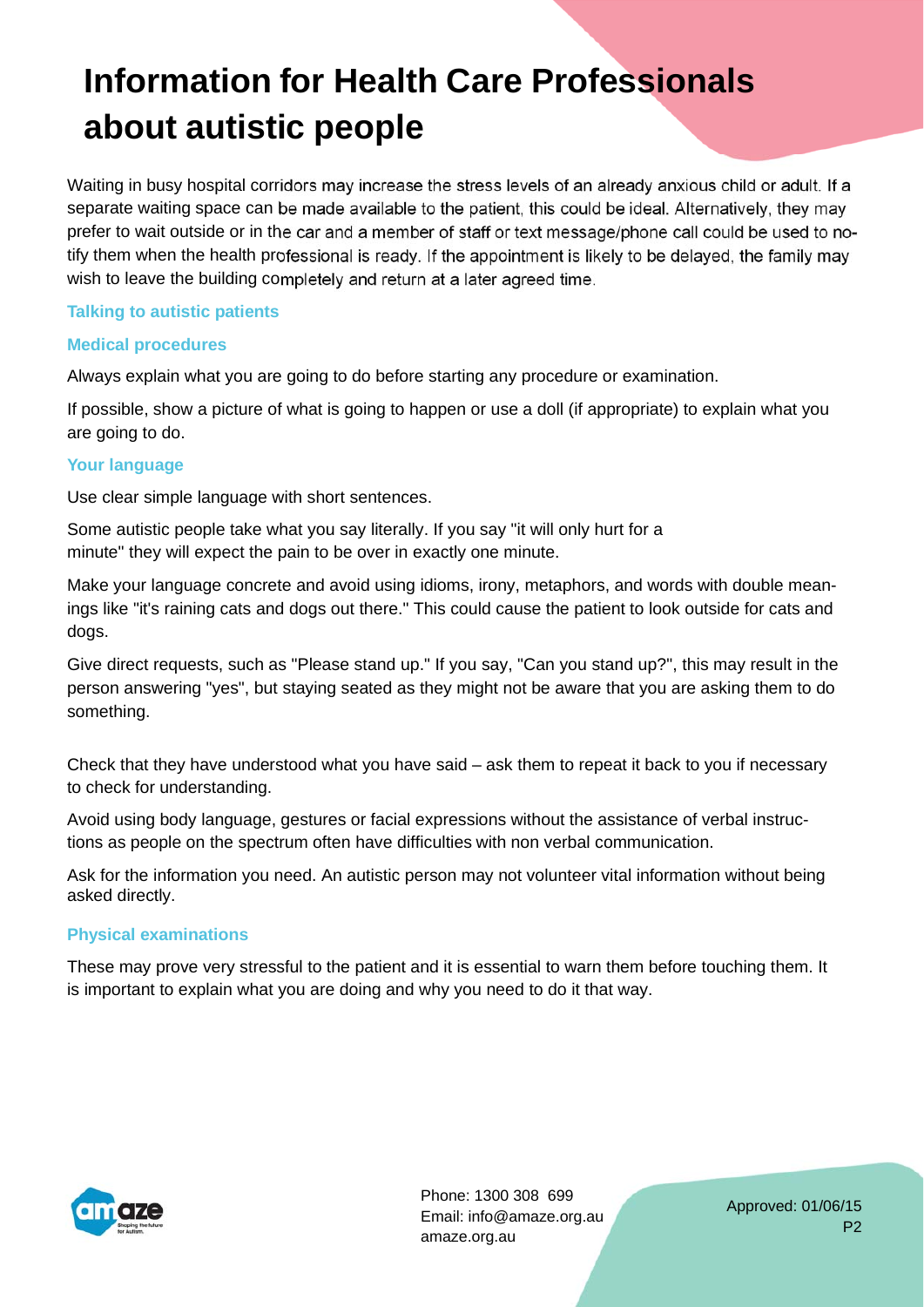# Information for Health Care Professionals about autistic people

Waiting in busy hospital corridors may increase the stress levels of an already anxious child or adult. If a separate waiting space can be made available to the patient, this could be ideal. Alternatively, they may prefer to wait outside or in the car and a member of staff or text message/phone call could be used to notify them when the health professional is ready. If the appointment is likely to be delayed, the family may wish to leave the building completely and return at a later agreed time.

## Talking to autistic patients

### Medical procedures

Always explain what you are going to do before starting any procedure or examination.

If possible, show a picture of what is going to happen or use a doll (if appropriate) to explain what you are going to do.

### Your language

Use clear simple language with short sentences.

Some autistic people take what you say literally. If you say "it will only hurt for a minute" they will expect the pain to be over in exactly one minute.

Make your language concrete and avoid using idioms, irony, metaphors, and words with double meanings like "it's raining cats and dogs out there." This could cause the patient to look outside for cats and dogs.

Give direct requests, such as "Please stand up." If you say, "Can you stand up?", this may result in the person answering "yes", but staying seated as they might not be aware that you are asking them to do something.

Check that they have understood what you have said – ask them to repeat it back to you if necessary to check for understanding.

Avoid using body language, gestures or facial expressions without the assistance of verbal instructions as people on the spectrum often have difficulties with non verbal communication.

Ask for the information you need. An autistic person may not volunteer vital information without being asked directly.

### Physical examinations

These may prove very stressful to the patient and it is essential to warn them before touching them. It is important to explain what you are doing and why you need to do it that way.

Phone: 1300 308 699
Email: info@amaze.org.au
amaze.org.au

Approved: 01/06/15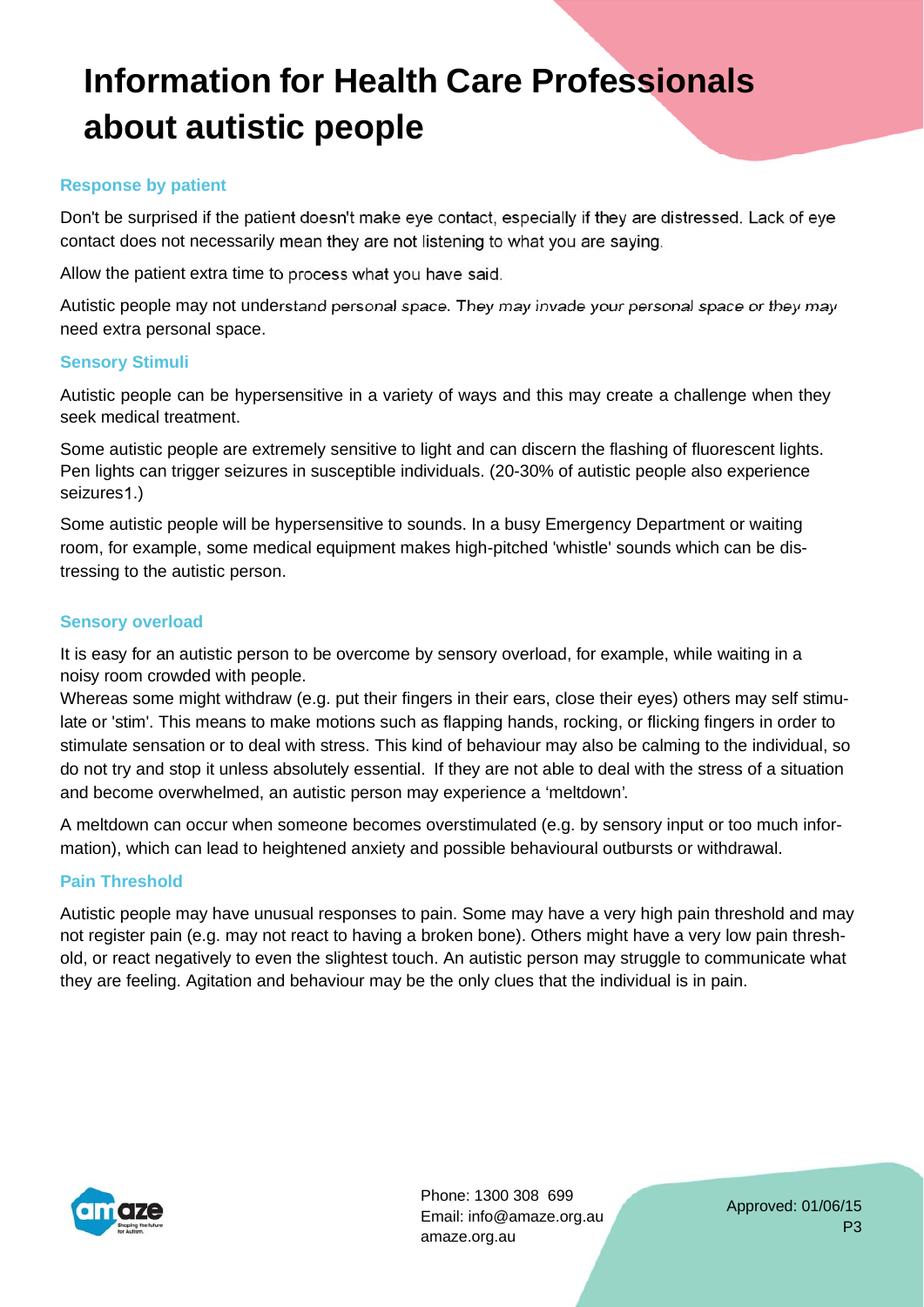# Information for Health Care Professionals about autistic people

### Response by patient

Don't be surprised if the patient doesn't make eye contact, especially if they are distressed. Lack of eye contact does not necessarily mean they are not listening to what you are saying.

Allow the patient extra time to process what you have said.

Autistic people may not understand personal space. They may invade your personal space or they may need extra personal space.

### Sensory Stimuli

Autistic people can be hypersensitive in a variety of ways and this may create a challenge when they seek medical treatment.

Some autistic people are extremely sensitive to light and can discern the flashing of fluorescent lights. Pen lights can trigger seizures in susceptible individuals. (20-30% of autistic people also experience seizures[1].)

Some autistic people will be hypersensitive to sounds. In a busy Emergency Department or waiting room, for example, some medical equipment makes high-pitched 'whistle' sounds which can be distressing to the autistic person.

### Sensory overload

It is easy for an autistic person to be overcome by sensory overload, for example, while waiting in a noisy room crowded with people.

Whereas some might withdraw (e.g. put their fingers in their ears, close their eyes) others may self stimulate or 'stim'. This means to make motions such as flapping hands, rocking, or flicking fingers in order to stimulate sensation or to deal with stress. This kind of behaviour may also be calming to the individual, so do not try and stop it unless absolutely essential. If they are not able to deal with the stress of a situation and become overwhelmed, an autistic person may experience a 'meltdown'.

A meltdown can occur when someone becomes overstimulated (e.g. by sensory input or too much information), which can lead to heightened anxiety and possible behavioural outbursts or withdrawal.

### Pain Threshold

Autistic people may have unusual responses to pain. Some may have a very high pain threshold and may not register pain (e.g. may not react to having a broken bone). Others might have a very low pain threshold, or react negatively to even the slightest touch. An autistic person may struggle to communicate what they are feeling. Agitation and behaviour may be the only clues that the individual is in pain.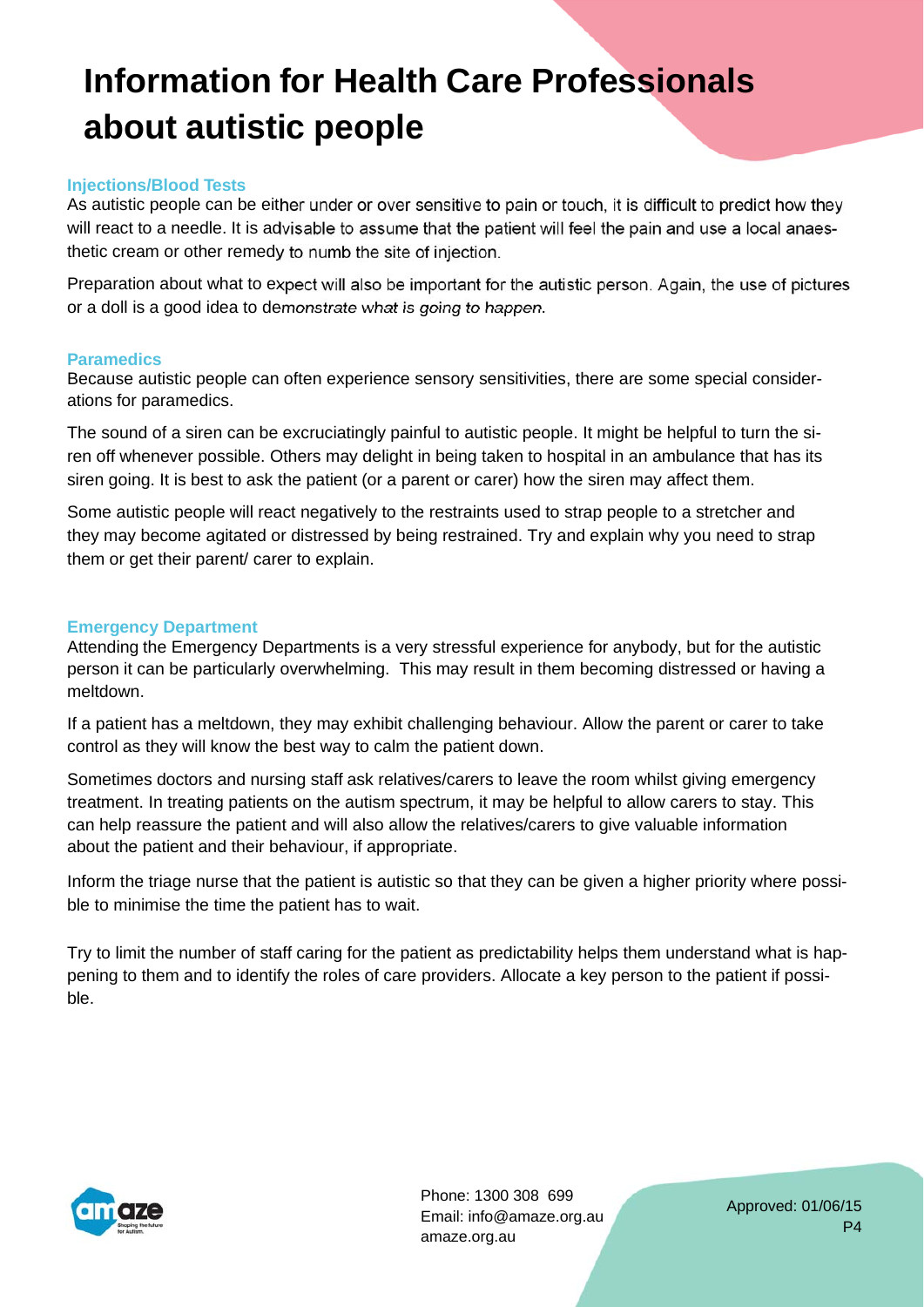# Information for Health Care Professionals about autistic people

### Injections/Blood Tests

As autistic people can be either under or over sensitive to pain or touch, it is difficult to predict how they will react to a needle. It is advisable to assume that the patient will feel the pain and use a local anaesthetic cream or other remedy to numb the site of injection.

Preparation about what to expect will also be important for the autistic person. Again, the use of pictures or a doll is a good idea to demonstrate what is going to happen.

### Paramedics

Because autistic people can often experience sensory sensitivities, there are some special considerations for paramedics.

The sound of a siren can be excruciatingly painful to autistic people. It might be helpful to turn the siren off whenever possible. Others may delight in being taken to hospital in an ambulance that has its siren going. It is best to ask the patient (or a parent or carer) how the siren may affect them.

Some autistic people will react negatively to the restraints used to strap people to a stretcher and they may become agitated or distressed by being restrained. Try and explain why you need to strap them or get their parent/ carer to explain.

### Emergency Department

Attending the Emergency Departments is a very stressful experience for anybody, but for the autistic person it can be particularly overwhelming. This may result in them becoming distressed or having a meltdown.

If a patient has a meltdown, they may exhibit challenging behaviour. Allow the parent or carer to take control as they will know the best way to calm the patient down.

Sometimes doctors and nursing staff ask relatives/carers to leave the room whilst giving emergency treatment. In treating patients on the autism spectrum, it may be helpful to allow carers to stay. This can help reassure the patient and will also allow the relatives/carers to give valuable information about the patient and their behaviour, if appropriate.

Inform the triage nurse that the patient is autistic so that they can be given a higher priority where possible to minimise the time the patient has to wait.

Try to limit the number of staff caring for the patient as predictability helps them understand what is happening to them and to identify the roles of care providers. Allocate a key person to the patient if possible.

Phone: 1300 308 699
Email: info@amaze.org.au
amaze.org.au

Approved: 01/06/15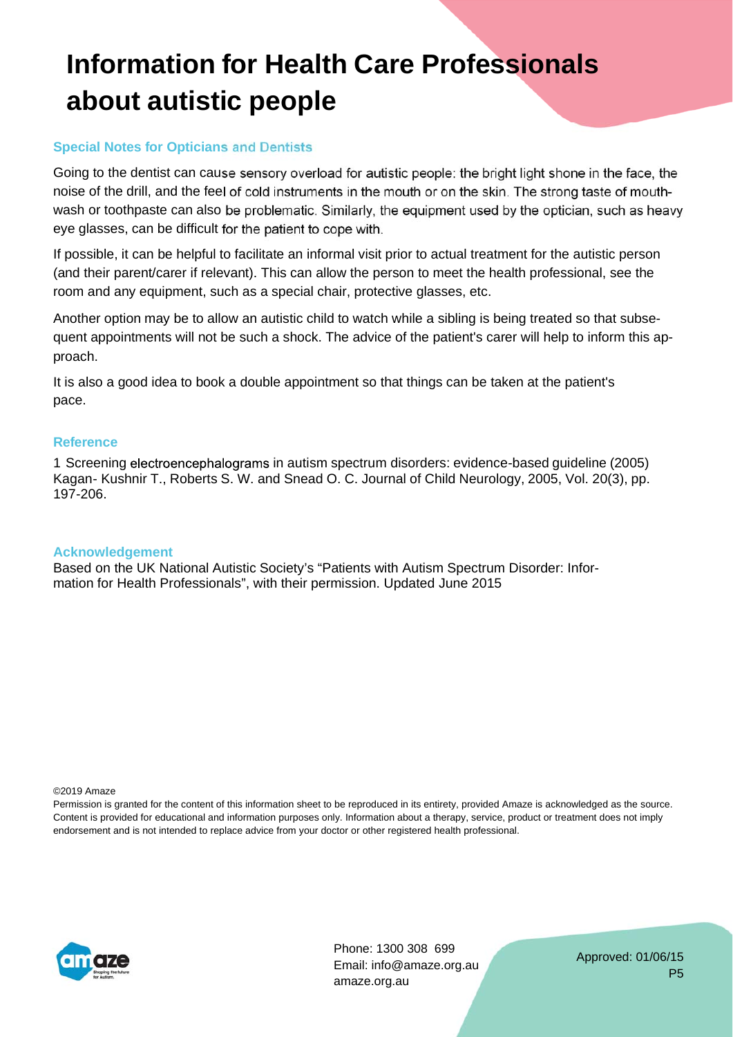# Information for Health Care Professionals about autistic people

### Special Notes for Opticians and Dentists

Going to the dentist can cause sensory overload for autistic people: the bright light shone in the face, the noise of the drill, and the feel of cold instruments in the mouth or on the skin. The strong taste of mouthwash or toothpaste can also be problematic. Similarly, the equipment used by the optician, such as heavy eye glasses, can be difficult for the patient to cope with.

If possible, it can be helpful to facilitate an informal visit prior to actual treatment for the autistic person (and their parent/carer if relevant). This can allow the person to meet the health professional, see the room and any equipment, such as a special chair, protective glasses, etc.

Another option may be to allow an autistic child to watch while a sibling is being treated so that subsequent appointments will not be such a shock. The advice of the patient's carer will help to inform this approach.

It is also a good idea to book a double appointment so that things can be taken at the patient's pace.

### Reference

1 Screening electroencephalograms in autism spectrum disorders: evidence-based guideline (2005) Kagan- Kushnir T., Roberts S. W. and Snead O. C. Journal of Child Neurology, 2005, Vol. 20(3), pp. 197-206.

### Acknowledgement

Based on the UK National Autistic Society's "Patients with Autism Spectrum Disorder: Information for Health Professionals", with their permission. Updated June 2015

©2019 Amaze

Permission is granted for the content of this information sheet to be reproduced in its entirety, provided Amaze is acknowledged as the source. Content is provided for educational and information purposes only. Information about a therapy, service, product or treatment does not imply endorsement and is not intended to replace advice from your doctor or other registered health professional.

Phone: 1300 308 699
Email: info@amaze.org.au
amaze.org.au

Approved: 01/06/15